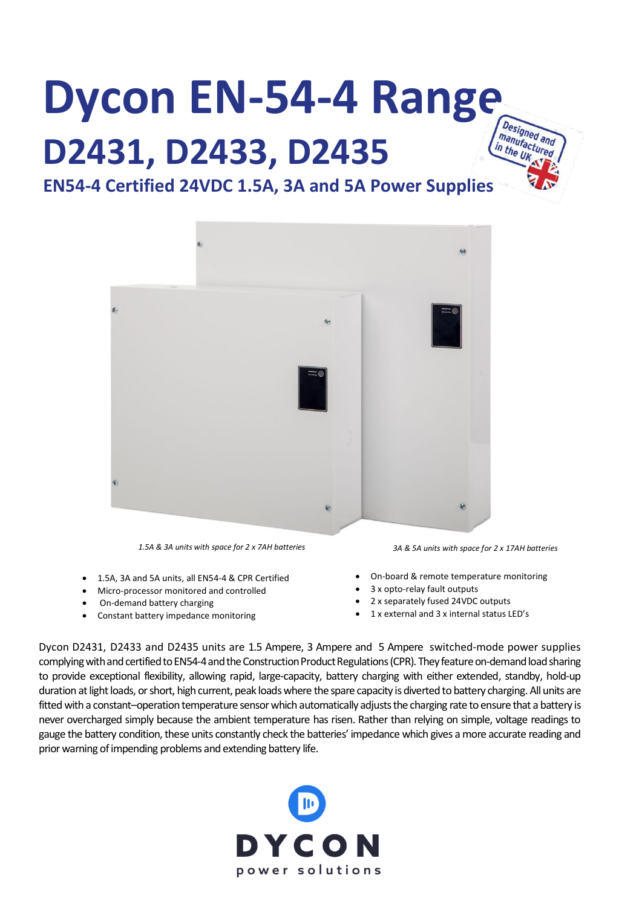# Dycon EN-54-4 Range

## D2431, D2433, D2435

### EN54-4 Certified 24VDC 1.5A, 3A and 5A Power Supplies

*1.5A & 3A units with space for 2 x 7AH batteries*

*3A & 5A units with space for 2 x 17AH batteries*

- 1.5A, 3A and 5A units, all EN54-4 & CPR Certified
- Micro-processor monitored and controlled
- On-demand battery charging
- Constant battery impedance monitoring
- On-board & remote temperature monitoring
- 3 x opto-relay fault outputs
- 2 x separately fused 24VDC outputs
- 1 x external and 3 x internal status LED's

Dycon D2431, D2433 and D2435 units are 1.5 Ampere, 3 Ampere and 5 Ampere switched-mode power supplies complying with and certified to EN54-4 and the Construction Product Regulations (CPR). They feature on-demand load sharing to provide exceptional flexibility, allowing rapid, large-capacity, battery charging with either extended, standby, hold-up duration at light loads, or short, high current, peak loads where the spare capacity is diverted to battery charging. All units are fitted with a constant–operation temperature sensor which automatically adjusts the charging rate to ensure that a battery is never overcharged simply because the ambient temperature has risen. Rather than relying on simple, voltage readings to gauge the battery condition, these units constantly check the batteries' impedance which gives a more accurate reading and prior warning of impending problems and extending battery life.

DYCON
power solutions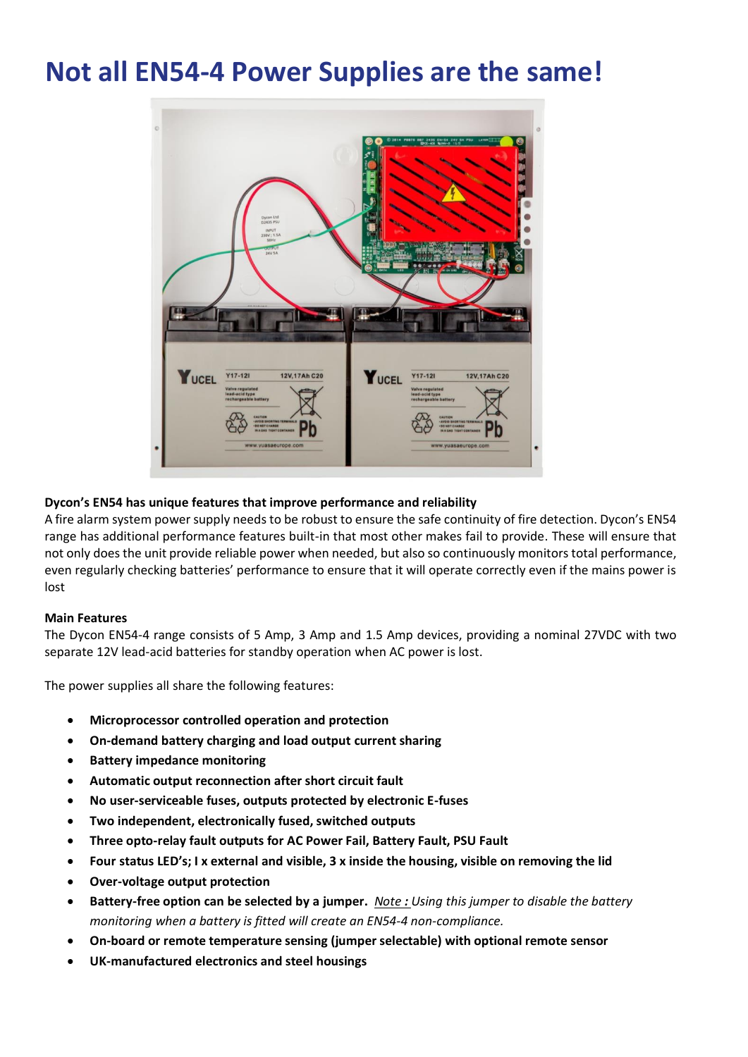# Not all EN54-4 Power Supplies are the same!

**Dycon's EN54 has unique features that improve performance and reliability**

A fire alarm system power supply needs to be robust to ensure the safe continuity of fire detection. Dycon's EN54 range has additional performance features built-in that most other makes fail to provide. These will ensure that not only does the unit provide reliable power when needed, but also so continuously monitors total performance, even regularly checking batteries' performance to ensure that it will operate correctly even if the mains power is lost

**Main Features**

The Dycon EN54-4 range consists of 5 Amp, 3 Amp and 1.5 Amp devices, providing a nominal 27VDC with two separate 12V lead-acid batteries for standby operation when AC power is lost.

The power supplies all share the following features:

- **Microprocessor controlled operation and protection**
- **On-demand battery charging and load output current sharing**
- **Battery impedance monitoring**
- **Automatic output reconnection after short circuit fault**
- **No user-serviceable fuses, outputs protected by electronic E-fuses**
- **Two independent, electronically fused, switched outputs**
- **Three opto-relay fault outputs for AC Power Fail, Battery Fault, PSU Fault**
- **Four status LED's; I x external and visible, 3 x inside the housing, visible on removing the lid**
- **Over-voltage output protection**
- **Battery-free option can be selected by a jumper.** *Note : Using this jumper to disable the battery monitoring when a battery is fitted will create an EN54-4 non-compliance.*
- **On-board or remote temperature sensing (jumper selectable) with optional remote sensor**
- **UK-manufactured electronics and steel housings**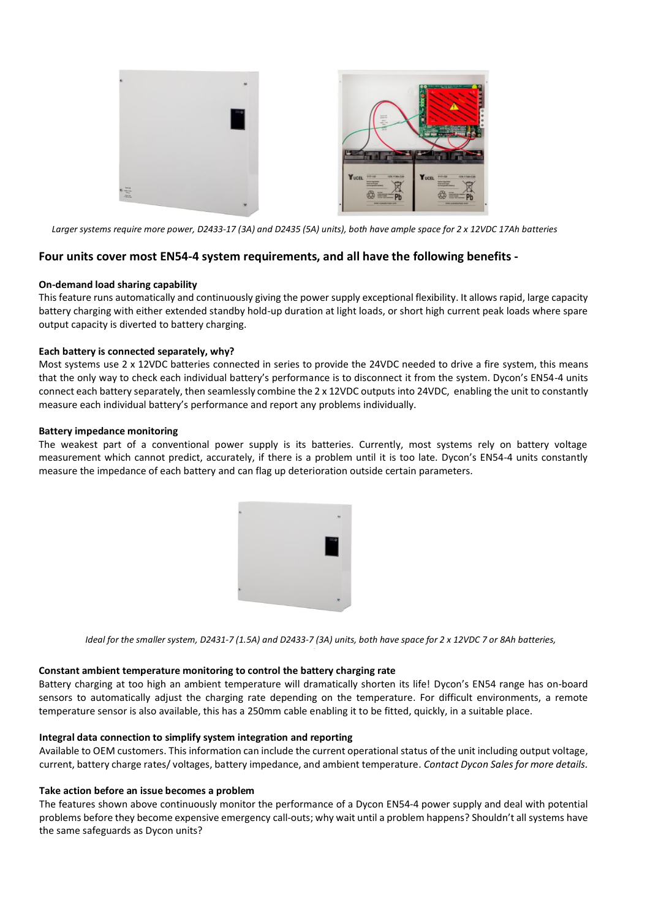*Larger systems require more power, D2433-17 (3A) and D2435 (5A) units), both have ample space for 2 x 12VDC 17Ah batteries*

## Four units cover most EN54-4 system requirements, and all have the following benefits -

**On-demand load sharing capability**

This feature runs automatically and continuously giving the power supply exceptional flexibility. It allows rapid, large capacity battery charging with either extended standby hold-up duration at light loads, or short high current peak loads where spare output capacity is diverted to battery charging.

**Each battery is connected separately, why?**

Most systems use 2 x 12VDC batteries connected in series to provide the 24VDC needed to drive a fire system, this means that the only way to check each individual battery's performance is to disconnect it from the system. Dycon's EN54-4 units connect each battery separately, then seamlessly combine the 2 x 12VDC outputs into 24VDC, enabling the unit to constantly measure each individual battery's performance and report any problems individually.

**Battery impedance monitoring**

The weakest part of a conventional power supply is its batteries. Currently, most systems rely on battery voltage measurement which cannot predict, accurately, if there is a problem until it is too late. Dycon's EN54-4 units constantly measure the impedance of each battery and can flag up deterioration outside certain parameters.

*Ideal for the smaller system, D2431-7 (1.5A) and D2433-7 (3A) units, both have space for 2 x 12VDC 7 or 8Ah batteries,*

**Constant ambient temperature monitoring to control the battery charging rate**

Battery charging at too high an ambient temperature will dramatically shorten its life! Dycon's EN54 range has on-board sensors to automatically adjust the charging rate depending on the temperature. For difficult environments, a remote temperature sensor is also available, this has a 250mm cable enabling it to be fitted, quickly, in a suitable place.

**Integral data connection to simplify system integration and reporting**

Available to OEM customers. This information can include the current operational status of the unit including output voltage, current, battery charge rates/ voltages, battery impedance, and ambient temperature. *Contact Dycon Sales for more details.*

**Take action before an issue becomes a problem**

The features shown above continuously monitor the performance of a Dycon EN54-4 power supply and deal with potential problems before they become expensive emergency call-outs; why wait until a problem happens? Shouldn't all systems have the same safeguards as Dycon units?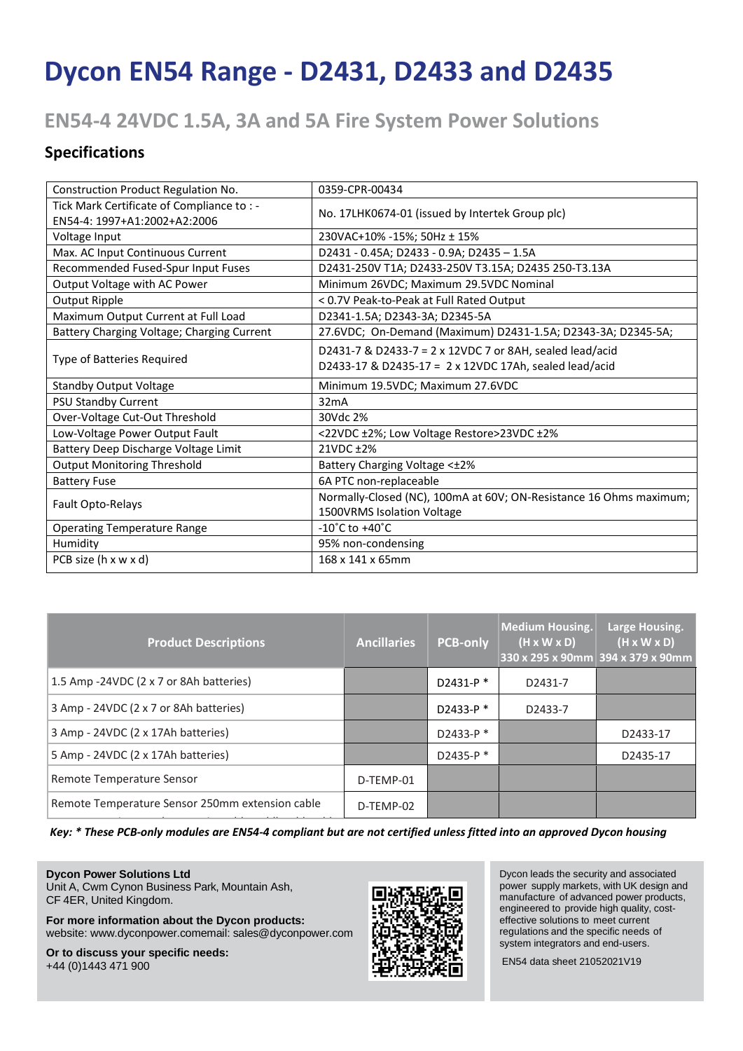// Dycon EN54 Range - D2431, D2433 and D2435

# Dycon EN54 Range - D2431, D2433 and D2435

## EN54-4 24VDC 1.5A, 3A and 5A Fire System Power Solutions

### Specifications

| | |
|---|---|
| Construction Product Regulation No. | 0359-CPR-00434 |
| Tick Mark Certificate of Compliance to : - EN54-4: 1997+A1:2002+A2:2006 | No. 17LHK0674-01 (issued by Intertek Group plc) |
| Voltage Input | 230VAC+10% -15%; 50Hz ± 15% |
| Max. AC Input Continuous Current | D2431 - 0.45A; D2433 - 0.9A; D2435 – 1.5A |
| Recommended Fused-Spur Input Fuses | D2431-250V T1A; D2433-250V T3.15A; D2435 250-T3.13A |
| Output Voltage with AC Power | Minimum 26VDC; Maximum 29.5VDC Nominal |
| Output Ripple | < 0.7V Peak-to-Peak at Full Rated Output |
| Maximum Output Current at Full Load | D2341-1.5A; D2343-3A; D2345-5A |
| Battery Charging Voltage; Charging Current | 27.6VDC; On-Demand (Maximum) D2431-1.5A; D2343-3A; D2345-5A; |
| Type of Batteries Required | D2431-7 & D2433-7 = 2 x 12VDC 7 or 8AH, sealed lead/acid<br>D2433-17 & D2435-17 = 2 x 12VDC 17Ah, sealed lead/acid |
| Standby Output Voltage | Minimum 19.5VDC; Maximum 27.6VDC |
| PSU Standby Current | 32mA |
| Over-Voltage Cut-Out Threshold | 30Vdc 2% |
| Low-Voltage Power Output Fault | <22VDC ±2%; Low Voltage Restore>23VDC ±2% |
| Battery Deep Discharge Voltage Limit | 21VDC ±2% |
| Output Monitoring Threshold | Battery Charging Voltage <±2% |
| Battery Fuse | 6A PTC non-replaceable |
| Fault Opto-Relays | Normally-Closed (NC), 100mA at 60V; ON-Resistance 16 Ohms maximum; 1500VRMS Isolation Voltage |
| Operating Temperature Range | -10˚C to +40˚C |
| Humidity | 95% non-condensing |
| PCB size (h x w x d) | 168 x 141 x 65mm |

| Product Descriptions | Ancillaries | PCB-only | Medium Housing. (H x W x D) 330 x 295 x 90mm | Large Housing. (H x W x D) 394 x 379 x 90mm |
|---|---|---|---|---|
| 1.5 Amp -24VDC (2 x 7 or 8Ah batteries) | | D2431-P * | D2431-7 | |
| 3 Amp - 24VDC (2 x 7 or 8Ah batteries) | | D2433-P * | D2433-7 | |
| 3 Amp - 24VDC (2 x 17Ah batteries) | | D2433-P * | | D2433-17 |
| 5 Amp - 24VDC (2 x 17Ah batteries) | | D2435-P * | | D2435-17 |
| Remote Temperature Sensor | D-TEMP-01 | | | |
| Remote Temperature Sensor 250mm extension cable | D-TEMP-02 | | | |

***Key: * These PCB-only modules are EN54-4 compliant but are not certified unless fitted into an approved Dycon housing***

**Dycon Power Solutions Ltd**
Unit A, Cwm Cynon Business Park, Mountain Ash,
CF 4ER, United Kingdom.

**For more information about the Dycon products:**
website: www.dyconpower.comemail: sales@dyconpower.com

**Or to discuss your specific needs:**
+44 (0)1443 471 900

Dycon leads the security and associated power supply markets, with UK design and manufacture of advanced power products, engineered to provide high quality, cost-effective solutions to meet current regulations and the specific needs of system integrators and end-users.

EN54 data sheet 21052021V19